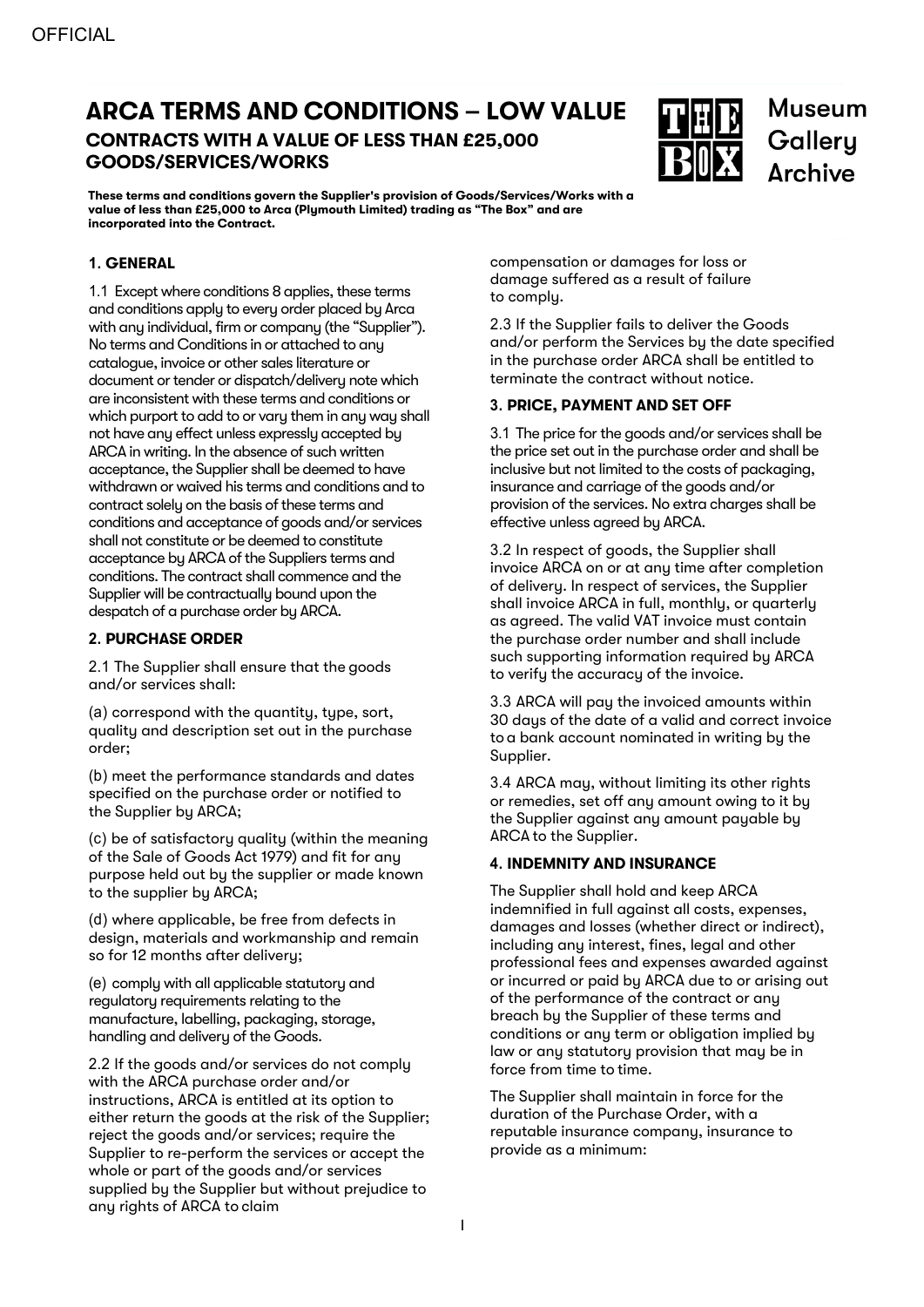OFFICIAL

# ARCA TERMS AND CONDITIONS – LOW VALUE

## CONTRACTS WITH A VALUE OF LESS THAN £25,000 GOODS/SERVICES/WORKS

Museum Gallery Archive

**These terms and conditions govern the Supplier's provision of Goods/Services/Works with a value of less than £25,000 to Arca (Plymouth Limited) trading as "The Box" and are incorporated into the Contract.**

### 1. GENERAL

1.1 Except where conditions 8 applies, these terms and conditions apply to every order placed by Arca with any individual, firm or company (the "Supplier"). No terms and Conditions in or attached to any catalogue, invoice or other sales literature or document or tender or dispatch/delivery note which are inconsistent with these terms and conditions or which purport to add to or vary them in any way shall not have any effect unless expressly accepted by ARCA in writing. In the absence of such written acceptance, the Supplier shall be deemed to have withdrawn or waived his terms and conditions and to contract solely on the basis of these terms and conditions and acceptance of goods and/or services shall not constitute or be deemed to constitute acceptance by ARCA of the Suppliers terms and conditions. The contract shall commence and the Supplier will be contractually bound upon the despatch of a purchase order by ARCA.

### 2. PURCHASE ORDER

2.1 The Supplier shall ensure that the goods and/or services shall:

(a) correspond with the quantity, type, sort, quality and description set out in the purchase order;

(b) meet the performance standards and dates specified on the purchase order or notified to the Supplier by ARCA;

(c) be of satisfactory quality (within the meaning of the Sale of Goods Act 1979) and fit for any purpose held out by the supplier or made known to the supplier by ARCA;

(d) where applicable, be free from defects in design, materials and workmanship and remain so for 12 months after delivery;

(e) comply with all applicable statutory and regulatory requirements relating to the manufacture, labelling, packaging, storage, handling and delivery of the Goods.

2.2 If the goods and/or services do not comply with the ARCA purchase order and/or instructions, ARCA is entitled at its option to either return the goods at the risk of the Supplier; reject the goods and/or services; require the Supplier to re-perform the services or accept the whole or part of the goods and/or services supplied by the Supplier but without prejudice to any rights of ARCA to claim compensation or damages for loss or damage suffered as a result of failure to comply.

2.3 If the Supplier fails to deliver the Goods and/or perform the Services by the date specified in the purchase order ARCA shall be entitled to terminate the contract without notice.

### 3. PRICE, PAYMENT AND SET OFF

3.1 The price for the goods and/or services shall be the price set out in the purchase order and shall be inclusive but not limited to the costs of packaging, insurance and carriage of the goods and/or provision of the services. No extra charges shall be effective unless agreed by ARCA.

3.2 In respect of goods, the Supplier shall invoice ARCA on or at any time after completion of delivery. In respect of services, the Supplier shall invoice ARCA in full, monthly, or quarterly as agreed. The valid VAT invoice must contain the purchase order number and shall include such supporting information required by ARCA to verify the accuracy of the invoice.

3.3 ARCA will pay the invoiced amounts within 30 days of the date of a valid and correct invoice to a bank account nominated in writing by the Supplier.

3.4 ARCA may, without limiting its other rights or remedies, set off any amount owing to it by the Supplier against any amount payable by ARCA to the Supplier.

### 4. INDEMNITY AND INSURANCE

The Supplier shall hold and keep ARCA indemnified in full against all costs, expenses, damages and losses (whether direct or indirect), including any interest, fines, legal and other professional fees and expenses awarded against or incurred or paid by ARCA due to or arising out of the performance of the contract or any breach by the Supplier of these terms and conditions or any term or obligation implied by law or any statutory provision that may be in force from time to time.

The Supplier shall maintain in force for the duration of the Purchase Order, with a reputable insurance company, insurance to provide as a minimum: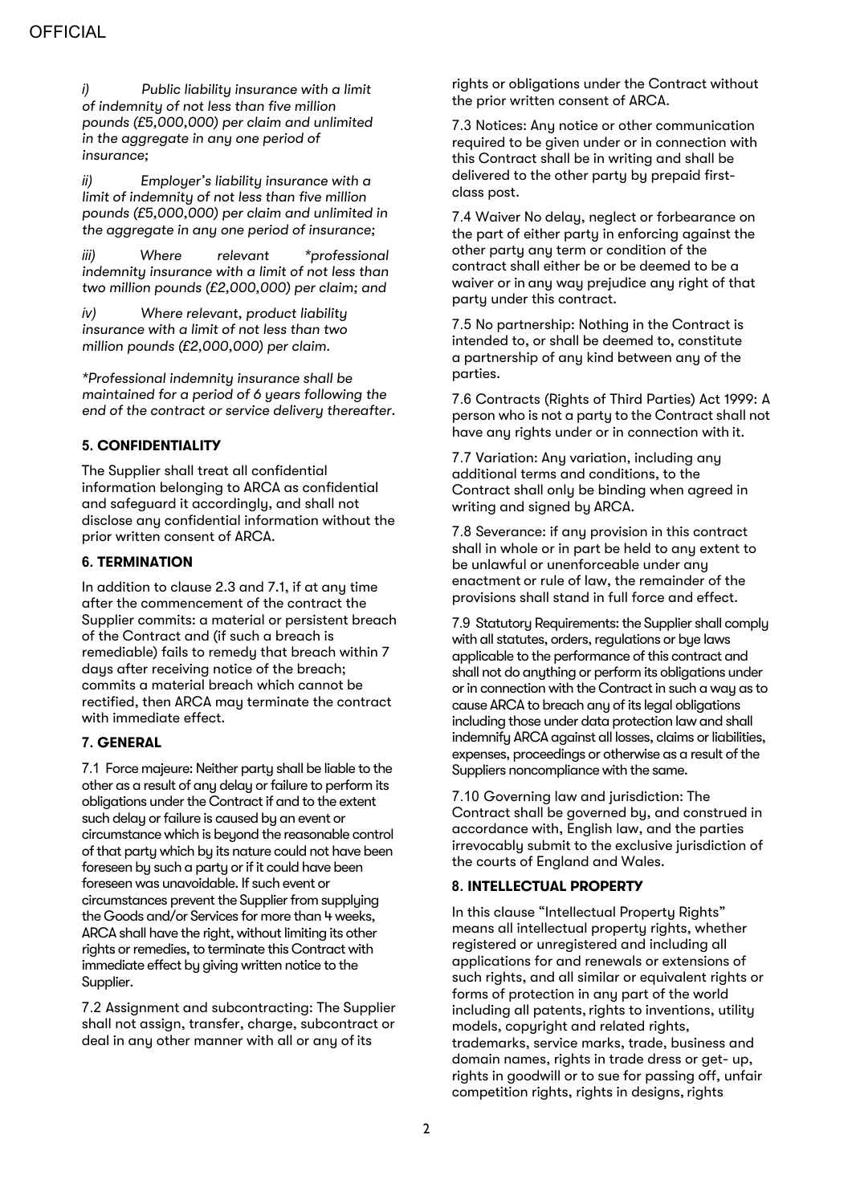*i) Public liability insurance with a limit of indemnity of not less than five million pounds (£5,000,000) per claim and unlimited in the aggregate in any one period of insurance;*

*ii) Employer's liability insurance with a limit of indemnity of not less than five million pounds (£5,000,000) per claim and unlimited in the aggregate in any one period of insurance;*

*iii) Where relevant *professional indemnity insurance with a limit of not less than two million pounds (£2,000,000) per claim; and*

*iv) Where relevant, product liability insurance with a limit of not less than two million pounds (£2,000,000) per claim.*

**Professional indemnity insurance shall be maintained for a period of 6 years following the end of the contract or service delivery thereafter.*

### 5. CONFIDENTIALITY

The Supplier shall treat all confidential information belonging to ARCA as confidential and safeguard it accordingly, and shall not disclose any confidential information without the prior written consent of ARCA.

### 6. TERMINATION

In addition to clause 2.3 and 7.1, if at any time after the commencement of the contract the Supplier commits: a material or persistent breach of the Contract and (if such a breach is remediable) fails to remedy that breach within 7 days after receiving notice of the breach; commits a material breach which cannot be rectified, then ARCA may terminate the contract with immediate effect.

### 7. GENERAL

7.1 Force majeure: Neither party shall be liable to the other as a result of any delay or failure to perform its obligations under the Contract if and to the extent such delay or failure is caused by an event or circumstance which is beyond the reasonable control of that party which by its nature could not have been foreseen by such a party or if it could have been foreseen was unavoidable. If such event or circumstances prevent the Supplier from supplying the Goods and/or Services for more than 4 weeks, ARCA shall have the right, without limiting its other rights or remedies, to terminate this Contract with immediate effect by giving written notice to the Supplier.

7.2 Assignment and subcontracting: The Supplier shall not assign, transfer, charge, subcontract or deal in any other manner with all or any of its rights or obligations under the Contract without the prior written consent of ARCA.

7.3 Notices: Any notice or other communication required to be given under or in connection with this Contract shall be in writing and shall be delivered to the other party by prepaid first-class post.

7.4 Waiver No delay, neglect or forbearance on the part of either party in enforcing against the other party any term or condition of the contract shall either be or be deemed to be a waiver or in any way prejudice any right of that party under this contract.

7.5 No partnership: Nothing in the Contract is intended to, or shall be deemed to, constitute a partnership of any kind between any of the parties.

7.6 Contracts (Rights of Third Parties) Act 1999: A person who is not a party to the Contract shall not have any rights under or in connection with it.

7.7 Variation: Any variation, including any additional terms and conditions, to the Contract shall only be binding when agreed in writing and signed by ARCA.

7.8 Severance: if any provision in this contract shall in whole or in part be held to any extent to be unlawful or unenforceable under any enactment or rule of law, the remainder of the provisions shall stand in full force and effect.

7.9 Statutory Requirements: the Supplier shall comply with all statutes, orders, regulations or bye laws applicable to the performance of this contract and shall not do anything or perform its obligations under or in connection with the Contract in such a way as to cause ARCA to breach any of its legal obligations including those under data protection law and shall indemnify ARCA against all losses, claims or liabilities, expenses, proceedings or otherwise as a result of the Suppliers noncompliance with the same.

7.10 Governing law and jurisdiction: The Contract shall be governed by, and construed in accordance with, English law, and the parties irrevocably submit to the exclusive jurisdiction of the courts of England and Wales.

### 8. INTELLECTUAL PROPERTY

In this clause "Intellectual Property Rights" means all intellectual property rights, whether registered or unregistered and including all applications for and renewals or extensions of such rights, and all similar or equivalent rights or forms of protection in any part of the world including all patents, rights to inventions, utility models, copyright and related rights, trademarks, service marks, trade, business and domain names, rights in trade dress or get- up, rights in goodwill or to sue for passing off, unfair competition rights, rights in designs, rights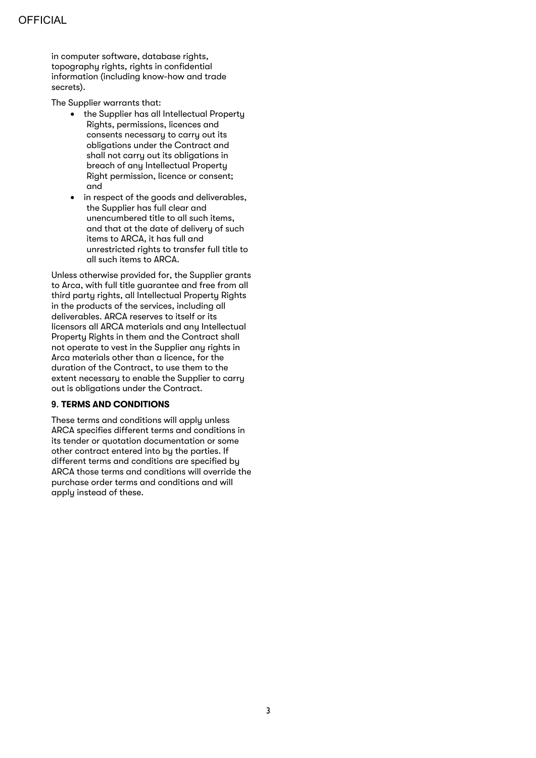in computer software, database rights, topography rights, rights in confidential information (including know-how and trade secrets).

The Supplier warrants that:

- the Supplier has all Intellectual Property Rights, permissions, licences and consents necessary to carry out its obligations under the Contract and shall not carry out its obligations in breach of any Intellectual Property Right permission, licence or consent; and
- in respect of the goods and deliverables, the Supplier has full clear and unencumbered title to all such items, and that at the date of delivery of such items to ARCA, it has full and unrestricted rights to transfer full title to all such items to ARCA.

Unless otherwise provided for, the Supplier grants to Arca, with full title guarantee and free from all third party rights, all Intellectual Property Rights in the products of the services, including all deliverables. ARCA reserves to itself or its licensors all ARCA materials and any Intellectual Property Rights in them and the Contract shall not operate to vest in the Supplier any rights in Arca materials other than a licence, for the duration of the Contract, to use them to the extent necessary to enable the Supplier to carry out is obligations under the Contract.

**9. TERMS AND CONDITIONS**

These terms and conditions will apply unless ARCA specifies different terms and conditions in its tender or quotation documentation or some other contract entered into by the parties. If different terms and conditions are specified by ARCA those terms and conditions will override the purchase order terms and conditions and will apply instead of these.